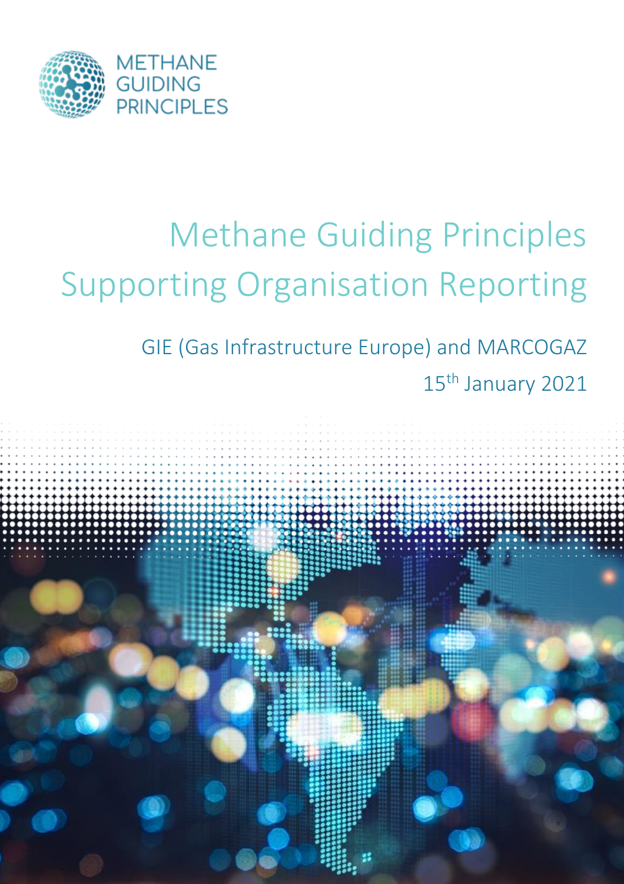METHANE GUIDING PRINCIPLES

# Methane Guiding Principles Supporting Organisation Reporting

GIE (Gas Infrastructure Europe) and MARCOGAZ

15th January 2021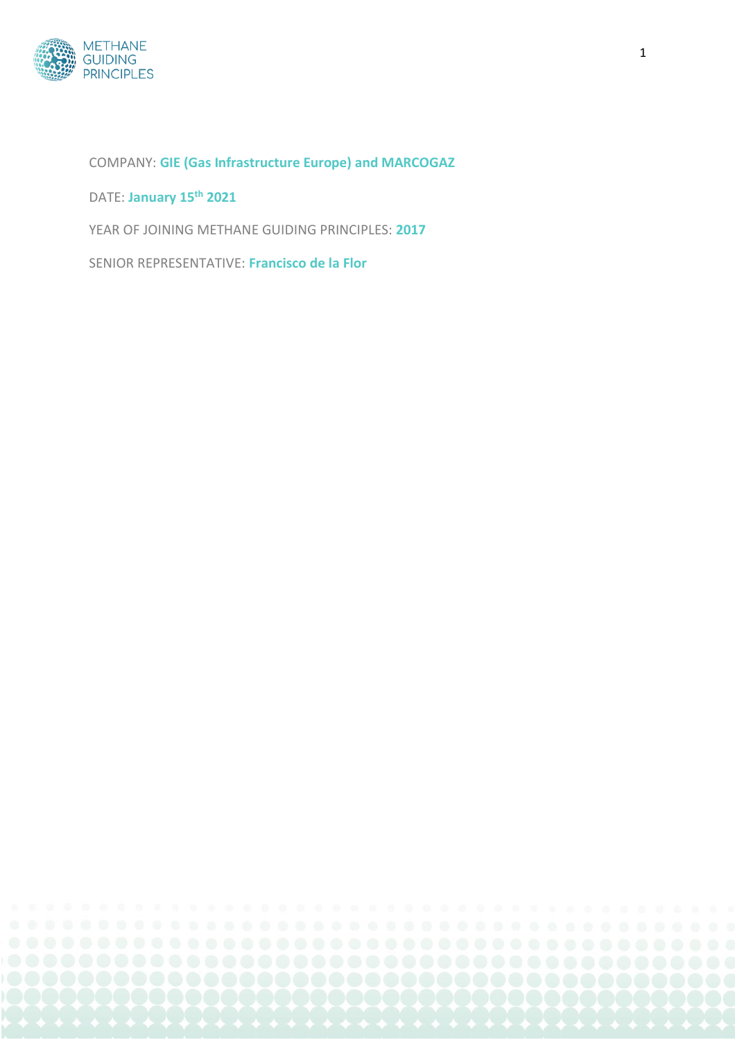COMPANY: **GIE (Gas Infrastructure Europe) and MARCOGAZ**

DATE: **January 15th 2021**

YEAR OF JOINING METHANE GUIDING PRINCIPLES: **2017**

SENIOR REPRESENTATIVE: **Francisco de la Flor**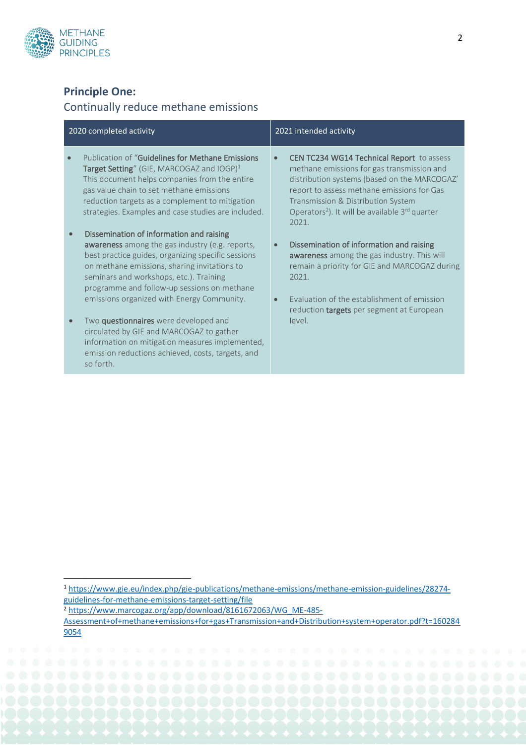## Principle One:

Continually reduce methane emissions

| 2020 completed activity | 2021 intended activity |
|---|---|
| • Publication of "**Guidelines for Methane Emissions Target Setting**" (GIE, MARCOGAZ and IOGP)[1] This document helps companies from the entire gas value chain to set methane emissions reduction targets as a complement to mitigation strategies. Examples and case studies are included.<br><br>• **Dissemination of information and raising awareness** among the gas industry (e.g. reports, best practice guides, organizing specific sessions on methane emissions, sharing invitations to seminars and workshops, etc.). Training programme and follow-up sessions on methane emissions organized with Energy Community.<br><br>• Two **questionnaires** were developed and circulated by GIE and MARCOGAZ to gather information on mitigation measures implemented, emission reductions achieved, costs, targets, and so forth. | • **CEN TC234 WG14 Technical Report** to assess methane emissions for gas transmission and distribution systems (based on the MARCOGAZ' report to assess methane emissions for Gas Transmission & Distribution System Operators[2]). It will be available 3rd quarter 2021.<br><br>• **Dissemination of information and raising awareness** among the gas industry. This will remain a priority for GIE and MARCOGAZ during 2021.<br><br>• Evaluation of the establishment of emission reduction **targets** per segment at European level. |

[1] https://www.gie.eu/index.php/gie-publications/methane-emissions/methane-emission-guidelines/28274-guidelines-for-methane-emissions-target-setting/file

[2] https://www.marcogaz.org/app/download/8161672063/WG_ME-485-Assessment+of+methane+emissions+for+gas+Transmission+and+Distribution+system+operator.pdf?t=1602849054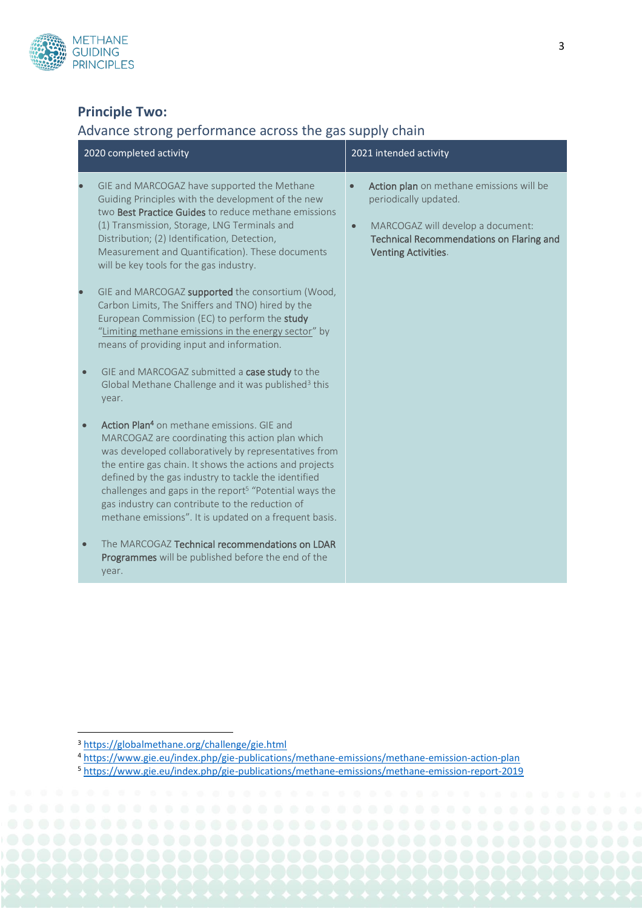## Principle Two:

### Advance strong performance across the gas supply chain

| 2020 completed activity | 2021 intended activity |
|---|---|
| • GIE and MARCOGAZ have supported the Methane Guiding Principles with the development of the new two **Best Practice Guides** to reduce methane emissions (1) Transmission, Storage, LNG Terminals and Distribution; (2) Identification, Detection, Measurement and Quantification). These documents will be key tools for the gas industry.<br><br>• GIE and MARCOGAZ **supported** the consortium (Wood, Carbon Limits, The Sniffers and TNO) hired by the European Commission (EC) to perform the **study** "Limiting methane emissions in the energy sector" by means of providing input and information.<br><br>• GIE and MARCOGAZ submitted a **case study** to the Global Methane Challenge and it was published[3] this year.<br><br>• **Action Plan**[4] on methane emissions. GIE and MARCOGAZ are coordinating this action plan which was developed collaboratively by representatives from the entire gas chain. It shows the actions and projects defined by the gas industry to tackle the identified challenges and gaps in the report[5] "Potential ways the gas industry can contribute to the reduction of methane emissions". It is updated on a frequent basis.<br><br>• The MARCOGAZ **Technical recommendations on LDAR Programmes** will be published before the end of the year. | • **Action plan** on methane emissions will be periodically updated.<br><br>• MARCOGAZ will develop a document: **Technical Recommendations on Flaring and Venting Activities**. |

[3] https://globalmethane.org/challenge/gie.html

[4] https://www.gie.eu/index.php/gie-publications/methane-emissions/methane-emission-action-plan

[5] https://www.gie.eu/index.php/gie-publications/methane-emissions/methane-emission-report-2019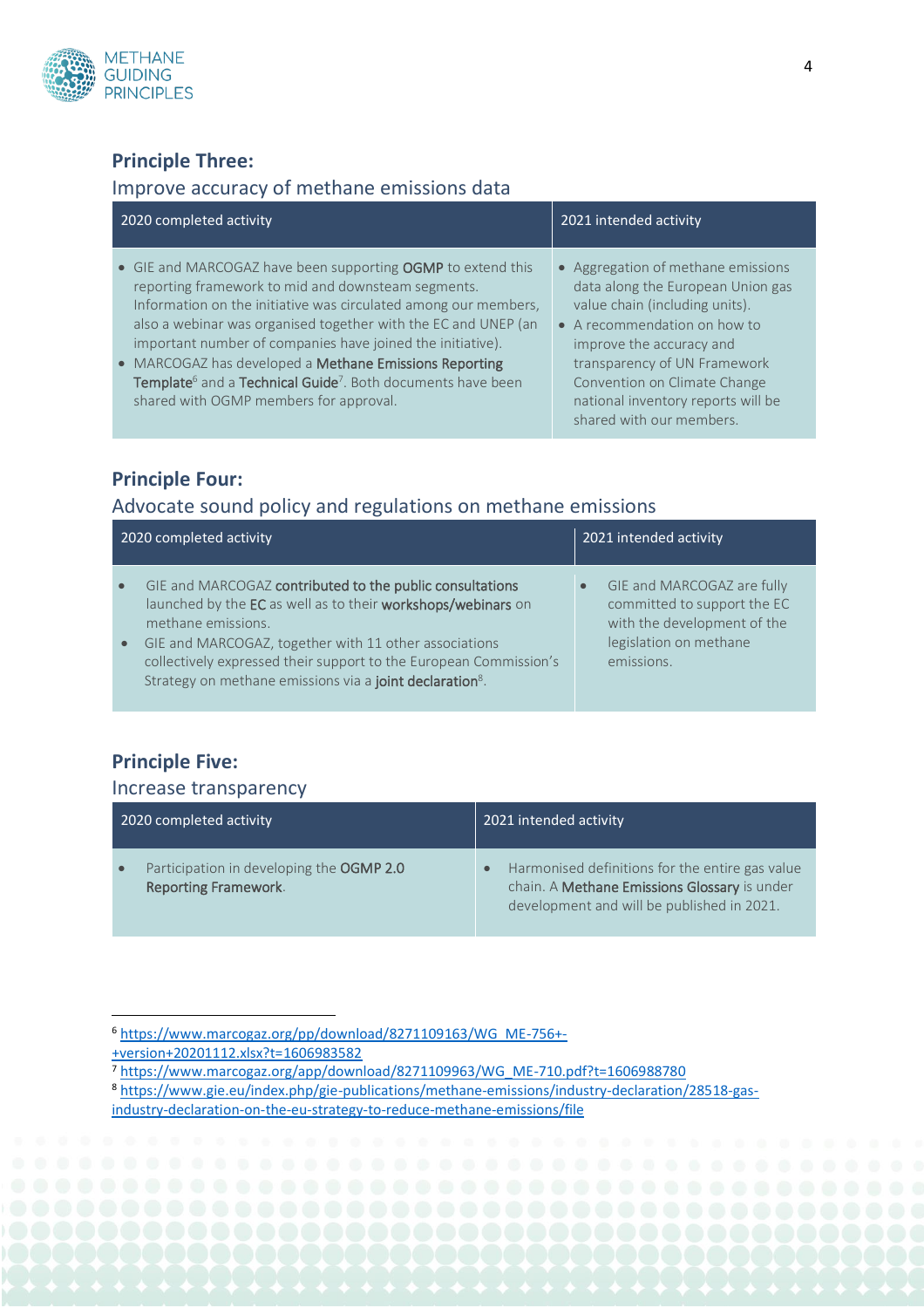## Principle Three:

### Improve accuracy of methane emissions data

| 2020 completed activity | 2021 intended activity |
|---|---|
| • GIE and MARCOGAZ have been supporting **OGMP** to extend this reporting framework to mid and downsteam segments. Information on the initiative was circulated among our members, also a webinar was organised together with the EC and UNEP (an important number of companies have joined the initiative).<br>• MARCOGAZ has developed a **Methane Emissions Reporting Template**[6] and a **Technical Guide**[7]. Both documents have been shared with OGMP members for approval. | • Aggregation of methane emissions data along the European Union gas value chain (including units).<br>• A recommendation on how to improve the accuracy and transparency of UN Framework Convention on Climate Change national inventory reports will be shared with our members. |

## Principle Four:

### Advocate sound policy and regulations on methane emissions

| 2020 completed activity | 2021 intended activity |
|---|---|
| • GIE and MARCOGAZ **contributed to the public consultations** launched by the **EC** as well as to their **workshops/webinars** on methane emissions.<br>• GIE and MARCOGAZ, together with 11 other associations collectively expressed their support to the European Commission's Strategy on methane emissions via a **joint declaration**[8]. | • GIE and MARCOGAZ are fully committed to support the EC with the development of the legislation on methane emissions. |

## Principle Five:

### Increase transparency

| 2020 completed activity | 2021 intended activity |
|---|---|
| • Participation in developing the **OGMP 2.0 Reporting Framework**. | • Harmonised definitions for the entire gas value chain. A **Methane Emissions Glossary** is under development and will be published in 2021. |

---

[6] https://www.marcogaz.org/pp/download/8271109163/WG_ME-756+-+version+20201112.xlsx?t=1606983582

[7] https://www.marcogaz.org/app/download/8271109963/WG_ME-710.pdf?t=1606988780

[8] https://www.gie.eu/index.php/gie-publications/methane-emissions/industry-declaration/28518-gas-industry-declaration-on-the-eu-strategy-to-reduce-methane-emissions/file